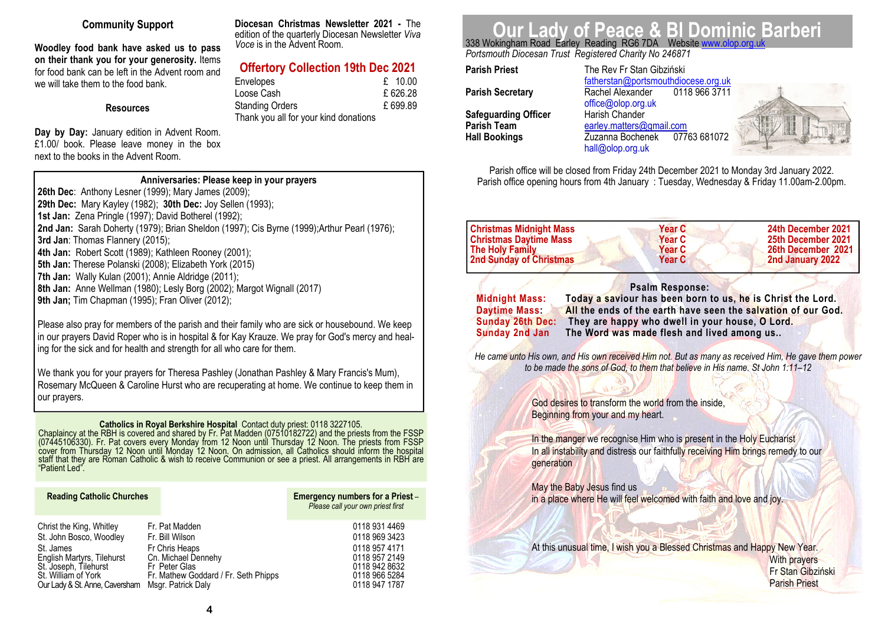## Community Support

**Woodley food bank have asked us to pass on their thank you for your generosity.** Items for food bank can be left in the Advent room and we will take them to the food bank.

### Resources

**Day by Day:** January edition in Advent Room. £1.00/ book. Please leave money in the box next to the books in the Advent Room.

**Diocesan Christmas Newsletter 2021 -** The edition of the quarterly Diocesan Newsletter *Viva Voce* is in the Advent Room.

## Offertory Collection 19th Dec 2021

| | |
|---|---|
| Envelopes | £ 10.00 |
| Loose Cash | £ 626.28 |
| Standing Orders | £ 699.89 |

Thank you all for your kind donations

### Anniversaries: Please keep in your prayers

**26th Dec**: Anthony Lesner (1999); Mary James (2009);
**29th Dec:** Mary Kayley (1982); **30th Dec:** Joy Sellen (1993);
**1st Jan:** Zena Pringle (1997); David Botherel (1992);
**2nd Jan:** Sarah Doherty (1979); Brian Sheldon (1997); Cis Byrne (1999);Arthur Pearl (1976);
**3rd Jan**: Thomas Flannery (2015);
**4th Jan:** Robert Scott (1989); Kathleen Rooney (2001);
**5th Jan:** Therese Polanski (2008); Elizabeth York (2015)
**7th Jan:** Wally Kulan (2001); Annie Aldridge (2011);
**8th Jan:** Anne Wellman (1980); Lesly Borg (2002); Margot Wignall (2017)
**9th Jan;** Tim Chapman (1995); Fran Oliver (2012);

Please also pray for members of the parish and their family who are sick or housebound. We keep in our prayers David Roper who is in hospital & for Kay Krauze. We pray for God's mercy and healing for the sick and for health and strength for all who care for them.

We thank you for your prayers for Theresa Pashley (Jonathan Pashley & Mary Francis's Mum), Rosemary McQueen & Caroline Hurst who are recuperating at home. We continue to keep them in our prayers.

**Catholics in Royal Berkshire Hospital** Contact duty priest: 0118 3227105.
Chaplaincy at the RBH is covered and shared by Fr. Pat Madden (07510182722) and the priests from the FSSP (07445106330). Fr. Pat covers every Monday from 12 Noon until Thursday 12 Noon. The priests from FSSP cover from Thursday 12 Noon until Monday 12 Noon. On admission, all Catholics should inform the hospital staff that they are Roman Catholic & wish to receive Communion or see a priest. All arrangements in RBH are "Patient Led".

| Reading Catholic Churches | | Emergency numbers for a Priest – *Please call your own priest first* |
|---|---|---|
| Christ the King, Whitley | Fr. Pat Madden | 0118 931 4469 |
| St. John Bosco, Woodley | Fr. Bill Wilson | 0118 969 3423 |
| St. James | Fr Chris Heaps | 0118 957 4171 |
| English Martyrs, Tilehurst | Cn. Michael Dennehy | 0118 957 2149 |
| St. Joseph, Tilehurst | Fr Peter Glas | 0118 942 8632 |
| St. William of York | Fr. Mathew Goddard / Fr. Seth Phipps | 0118 966 5284 |
| Our Lady & St. Anne, Caversham | Msgr. Patrick Daly | 0118 947 1787 |

# Our Lady of Peace & Bl Dominic Barberi

338 Wokingham Road Earley Reading RG6 7DA Website www.olop.org.uk
*Portsmouth Diocesan Trust Registered Charity No 246871*

| | |
|---|---|
| **Parish Priest** | The Rev Fr Stan Gibziński fatherstan@portsmouthdiocese.org.uk |
| **Parish Secretary** | Rachel Alexander 0118 966 3711 office@olop.org.uk |
| **Safeguarding Officer** | Harish Chander |
| **Parish Team** | earley.matters@gmail.com |
| **Hall Bookings** | Zuzanna Bochenek 07763 681072 hall@olop.org.uk |

Parish office will be closed from Friday 24th December 2021 to Monday 3rd January 2022.
Parish office opening hours from 4th January : Tuesday, Wednesday & Friday 11.00am-2.00pm.

| | | |
|---|---|---|
| **Christmas Midnight Mass** | **Year C** | **24th December 2021** |
| **Christmas Daytime Mass** | **Year C** | **25th December 2021** |
| **The Holy Family** | **Year C** | **26th December 2021** |
| **2nd Sunday of Christmas** | **Year C** | **2nd January 2022** |

**Psalm Response:**

**Midnight Mass:** **Today a saviour has been born to us, he is Christ the Lord.**
**Daytime Mass:** **All the ends of the earth have seen the salvation of our God.**
**Sunday 26th Dec:** **They are happy who dwell in your house, O Lord.**
**Sunday 2nd Jan** **The Word was made flesh and lived among us..**

*He came unto His own, and His own received Him not. But as many as received Him, He gave them power to be made the sons of God, to them that believe in His name. St John 1:11–12*

God desires to transform the world from the inside,
Beginning from your and my heart.

In the manger we recognise Him who is present in the Holy Eucharist
In all instability and distress our faithfully receiving Him brings remedy to our generation

May the Baby Jesus find us
in a place where He will feel welcomed with faith and love and joy.

At this unusual time, I wish you a Blessed Christmas and Happy New Year.
With prayers
Fr Stan Gibziński
Parish Priest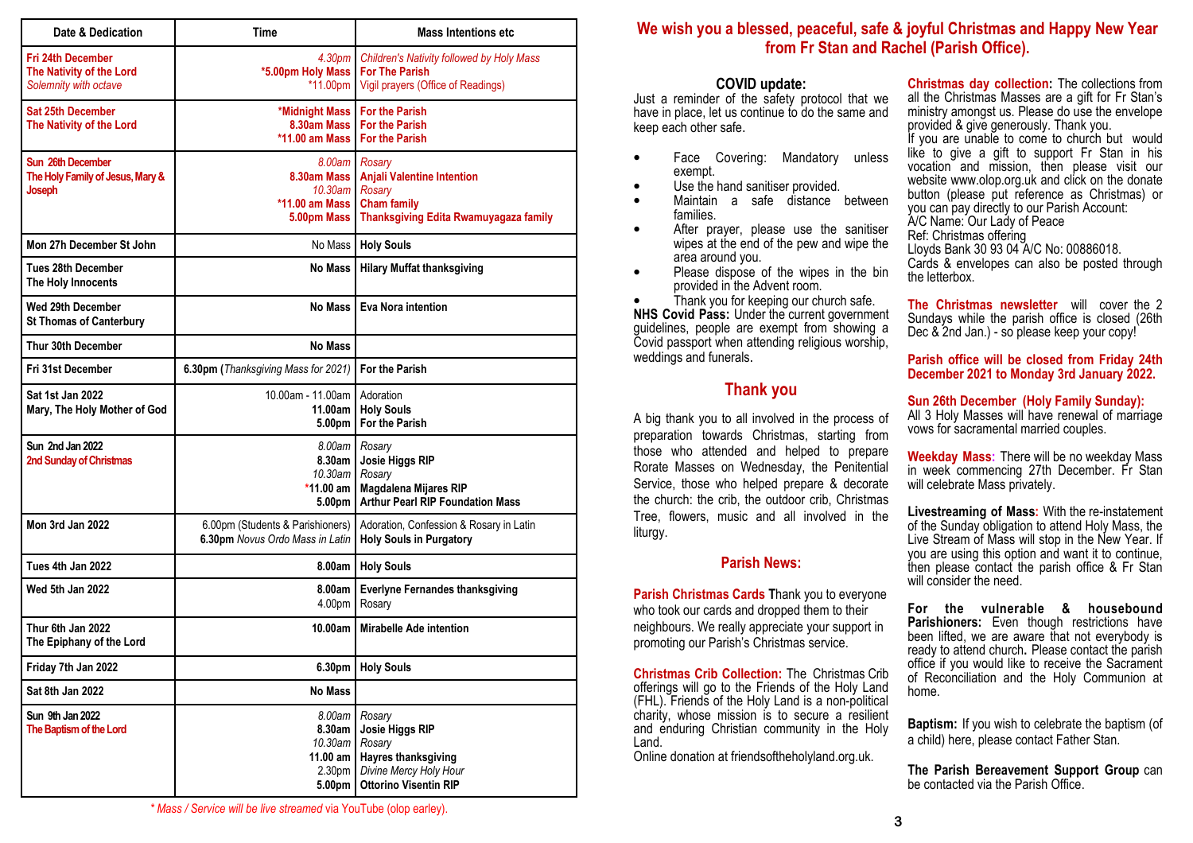| Date & Dedication | Time | Mass Intentions etc |
|---|---|---|
| **Fri 24th December** **The Nativity of the Lord** *Solemnity with octave* | *4.30pm* **\*5.00pm Holy Mass** *\*11.00pm* | *Children's Nativity followed by Holy Mass* **For The Parish** Vigil prayers (Office of Readings) |
| **Sat 25th December** **The Nativity of the Lord** | **\*Midnight Mass** **8.30am Mass** **\*11.00 am Mass** | **For the Parish** **For the Parish** **For the Parish** |
| **Sun 26th December** **The Holy Family of Jesus, Mary & Joseph** | *8.00am* **8.30am Mass** *10.30am* **\*11.00 am Mass** **5.00pm Mass** | *Rosary* **Anjali Valentine Intention** *Rosary* **Cham family** **Thanksgiving Edita Rwamuyagaza family** |
| **Mon 27h December St John** | No Mass | **Holy Souls** |
| **Tues 28th December** **The Holy Innocents** | **No Mass** | **Hilary Muffat thanksgiving** |
| **Wed 29th December** **St Thomas of Canterbury** | **No Mass** | **Eva Nora intention** |
| **Thur 30th December** | **No Mass** | |
| **Fri 31st December** | **6.30pm** (*Thanksgiving Mass for 2021*) | **For the Parish** |
| **Sat 1st Jan 2022** **Mary, The Holy Mother of God** | 10.00am - 11.00am **11.00am** **5.00pm** | Adoration **Holy Souls** **For the Parish** |
| **Sun 2nd Jan 2022** **2nd Sunday of Christmas** | *8.00am* **8.30am** *10.30am* **\*11.00 am** **5.00pm** | *Rosary* **Josie Higgs RIP** *Rosary* **Magdalena Mijares RIP** **Arthur Pearl RIP Foundation Mass** |
| **Mon 3rd Jan 2022** | 6.00pm (Students & Parishioners) **6.30pm** *Novus Ordo Mass in Latin* | Adoration, Confession & Rosary in Latin **Holy Souls in Purgatory** |
| **Tues 4th Jan 2022** | **8.00am** | **Holy Souls** |
| **Wed 5th Jan 2022** | **8.00am** 4.00pm | **Everlyne Fernandes thanksgiving** Rosary |
| **Thur 6th Jan 2022** **The Epiphany of the Lord** | **10.00am** | **Mirabelle Ade intention** |
| **Friday 7th Jan 2022** | **6.30pm** | **Holy Souls** |
| **Sat 8th Jan 2022** | **No Mass** | |
| **Sun 9th Jan 2022** **The Baptism of the Lord** | *8.00am* **8.30am** *10.30am* **11.00 am** 2.30pm **5.00pm** | *Rosary* **Josie Higgs RIP** *Rosary* **Hayres thanksgiving** *Divine Mercy Holy Hour* **Ottorino Visentin RIP** |

*\* Mass / Service will be live streamed* via YouTube (olop earley).

## We wish you a blessed, peaceful, safe & joyful Christmas and Happy New Year from Fr Stan and Rachel (Parish Office).

### COVID update:

Just a reminder of the safety protocol that we have in place, let us continue to do the same and keep each other safe.

- Face Covering: Mandatory unless exempt.
- Use the hand sanitiser provided.
- Maintain a safe distance between families.
- After prayer, please use the sanitiser wipes at the end of the pew and wipe the area around you.
- Please dispose of the wipes in the bin provided in the Advent room.
- Thank you for keeping our church safe.

**NHS Covid Pass:** Under the current government guidelines, people are exempt from showing a Covid passport when attending religious worship, weddings and funerals.

### Thank you

A big thank you to all involved in the process of preparation towards Christmas, starting from those who attended and helped to prepare Rorate Masses on Wednesday, the Penitential Service, those who helped prepare & decorate the church: the crib, the outdoor crib, Christmas Tree, flowers, music and all involved in the liturgy.

### Parish News:

**Parish Christmas Cards T**hank you to everyone who took our cards and dropped them to their neighbours. We really appreciate your support in promoting our Parish's Christmas service.

**Christmas Crib Collection:** The Christmas Crib offerings will go to the Friends of the Holy Land (FHL). Friends of the Holy Land is a non-political charity, whose mission is to secure a resilient and enduring Christian community in the Holy Land.
Online donation at friendsoftheholyland.org.uk.

**Christmas day collection:** The collections from all the Christmas Masses are a gift for Fr Stan's ministry amongst us. Please do use the envelope provided & give generously. Thank you.
If you are unable to come to church but would like to give a gift to support Fr Stan in his vocation and mission, then please visit our website www.olop.org.uk and click on the donate button (please put reference as Christmas) or you can pay directly to our Parish Account:
A/C Name: Our Lady of Peace
Ref: Christmas offering
Lloyds Bank 30 93 04 A/C No: 00886018.
Cards & envelopes can also be posted through the letterbox.

**The Christmas newsletter** will cover the 2 Sundays while the parish office is closed (26th Dec & 2nd Jan.) - so please keep your copy!

**Parish office will be closed from Friday 24th December 2021 to Monday 3rd January 2022.**

**Sun 26th December (Holy Family Sunday):**
All 3 Holy Masses will have renewal of marriage vows for sacramental married couples.

**Weekday Mass:** There will be no weekday Mass in week commencing 27th December. Fr Stan will celebrate Mass privately.

**Livestreaming of Mass:** With the re-instatement of the Sunday obligation to attend Holy Mass, the Live Stream of Mass will stop in the New Year. If you are using this option and want it to continue, then please contact the parish office & Fr Stan will consider the need.

**For the vulnerable & housebound Parishioners:** Even though restrictions have been lifted, we are aware that not everybody is ready to attend church. Please contact the parish office if you would like to receive the Sacrament of Reconciliation and the Holy Communion at home.

**Baptism:** If you wish to celebrate the baptism (of a child) here, please contact Father Stan.

**The Parish Bereavement Support Group** can be contacted via the Parish Office.